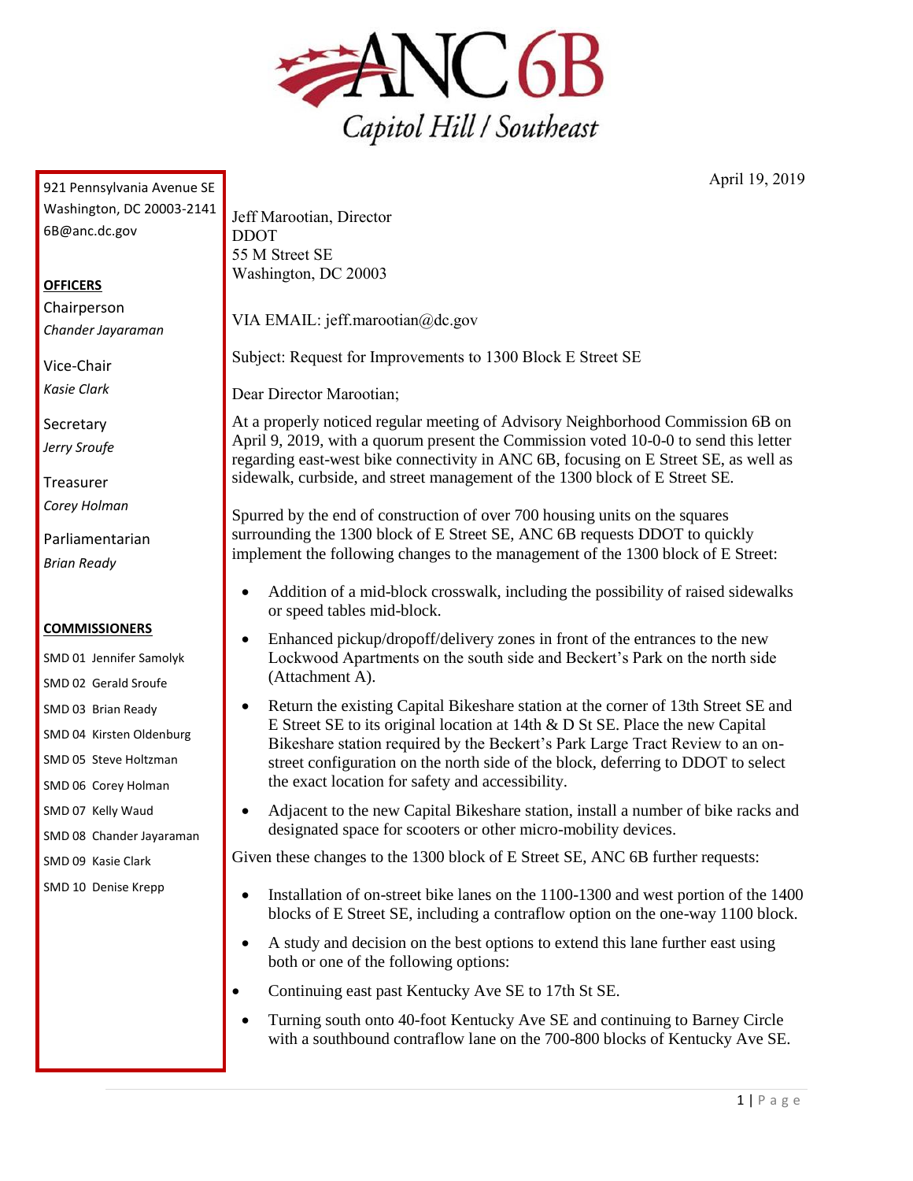# ANC 6B

Capitol Hill / Southeast

921 Pennsylvania Avenue SE
Washington, DC 20003-2141
6B@anc.dc.gov

**OFFICERS**

Chairperson
*Chander Jayaraman*

Vice-Chair
*Kasie Clark*

Secretary
*Jerry Sroufe*

Treasurer
*Corey Holman*

Parliamentarian
*Brian Ready*

**COMMISSIONERS**

SMD 01 Jennifer Samolyk
SMD 02 Gerald Sroufe
SMD 03 Brian Ready
SMD 04 Kirsten Oldenburg
SMD 05 Steve Holtzman
SMD 06 Corey Holman
SMD 07 Kelly Waud
SMD 08 Chander Jayaraman
SMD 09 Kasie Clark
SMD 10 Denise Krepp

April 19, 2019

Jeff Marootian, Director
DDOT
55 M Street SE
Washington, DC 20003

VIA EMAIL: jeff.marootian@dc.gov

Subject: Request for Improvements to 1300 Block E Street SE

Dear Director Marootian;

At a properly noticed regular meeting of Advisory Neighborhood Commission 6B on April 9, 2019, with a quorum present the Commission voted 10-0-0 to send this letter regarding east-west bike connectivity in ANC 6B, focusing on E Street SE, as well as sidewalk, curbside, and street management of the 1300 block of E Street SE.

Spurred by the end of construction of over 700 housing units on the squares surrounding the 1300 block of E Street SE, ANC 6B requests DDOT to quickly implement the following changes to the management of the 1300 block of E Street:

- Addition of a mid-block crosswalk, including the possibility of raised sidewalks or speed tables mid-block.
- Enhanced pickup/dropoff/delivery zones in front of the entrances to the new Lockwood Apartments on the south side and Beckert's Park on the north side (Attachment A).
- Return the existing Capital Bikeshare station at the corner of 13th Street SE and E Street SE to its original location at 14th & D St SE. Place the new Capital Bikeshare station required by the Beckert's Park Large Tract Review to an on-street configuration on the north side of the block, deferring to DDOT to select the exact location for safety and accessibility.
- Adjacent to the new Capital Bikeshare station, install a number of bike racks and designated space for scooters or other micro-mobility devices.

Given these changes to the 1300 block of E Street SE, ANC 6B further requests:

- Installation of on-street bike lanes on the 1100-1300 and west portion of the 1400 blocks of E Street SE, including a contraflow option on the one-way 1100 block.
- A study and decision on the best options to extend this lane further east using both or one of the following options:
- Continuing east past Kentucky Ave SE to 17th St SE.
- Turning south onto 40-foot Kentucky Ave SE and continuing to Barney Circle with a southbound contraflow lane on the 700-800 blocks of Kentucky Ave SE.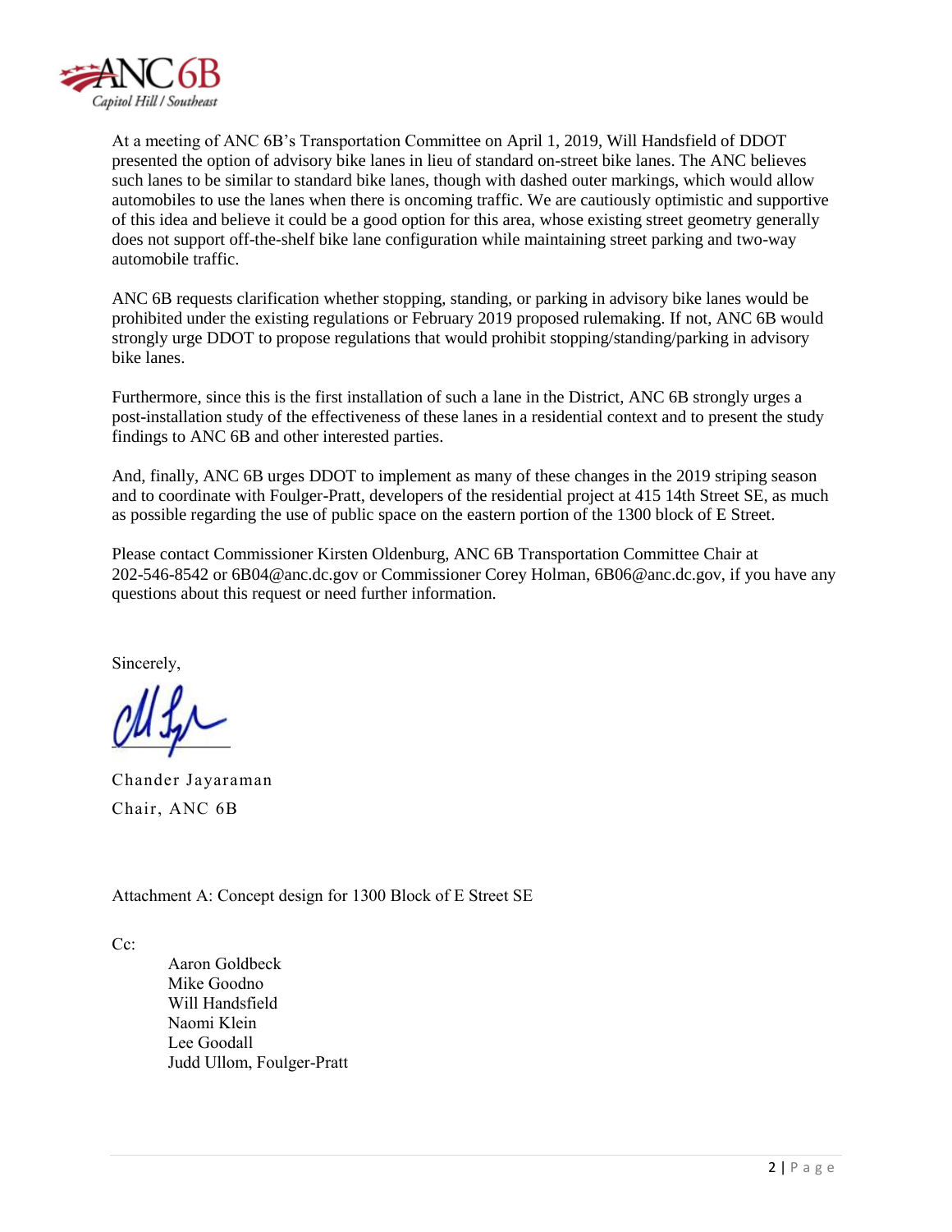At a meeting of ANC 6B's Transportation Committee on April 1, 2019, Will Handsfield of DDOT presented the option of advisory bike lanes in lieu of standard on-street bike lanes. The ANC believes such lanes to be similar to standard bike lanes, though with dashed outer markings, which would allow automobiles to use the lanes when there is oncoming traffic. We are cautiously optimistic and supportive of this idea and believe it could be a good option for this area, whose existing street geometry generally does not support off-the-shelf bike lane configuration while maintaining street parking and two-way automobile traffic.

ANC 6B requests clarification whether stopping, standing, or parking in advisory bike lanes would be prohibited under the existing regulations or February 2019 proposed rulemaking. If not, ANC 6B would strongly urge DDOT to propose regulations that would prohibit stopping/standing/parking in advisory bike lanes.

Furthermore, since this is the first installation of such a lane in the District, ANC 6B strongly urges a post-installation study of the effectiveness of these lanes in a residential context and to present the study findings to ANC 6B and other interested parties.

And, finally, ANC 6B urges DDOT to implement as many of these changes in the 2019 striping season and to coordinate with Foulger-Pratt, developers of the residential project at 415 14th Street SE, as much as possible regarding the use of public space on the eastern portion of the 1300 block of E Street.

Please contact Commissioner Kirsten Oldenburg, ANC 6B Transportation Committee Chair at 202-546-8542 or 6B04@anc.dc.gov or Commissioner Corey Holman, 6B06@anc.dc.gov, if you have any questions about this request or need further information.

Sincerely,

Chander Jayaraman
Chair, ANC 6B

Attachment A: Concept design for 1300 Block of E Street SE

Cc:

Aaron Goldbeck
Mike Goodno
Will Handsfield
Naomi Klein
Lee Goodall
Judd Ullom, Foulger-Pratt